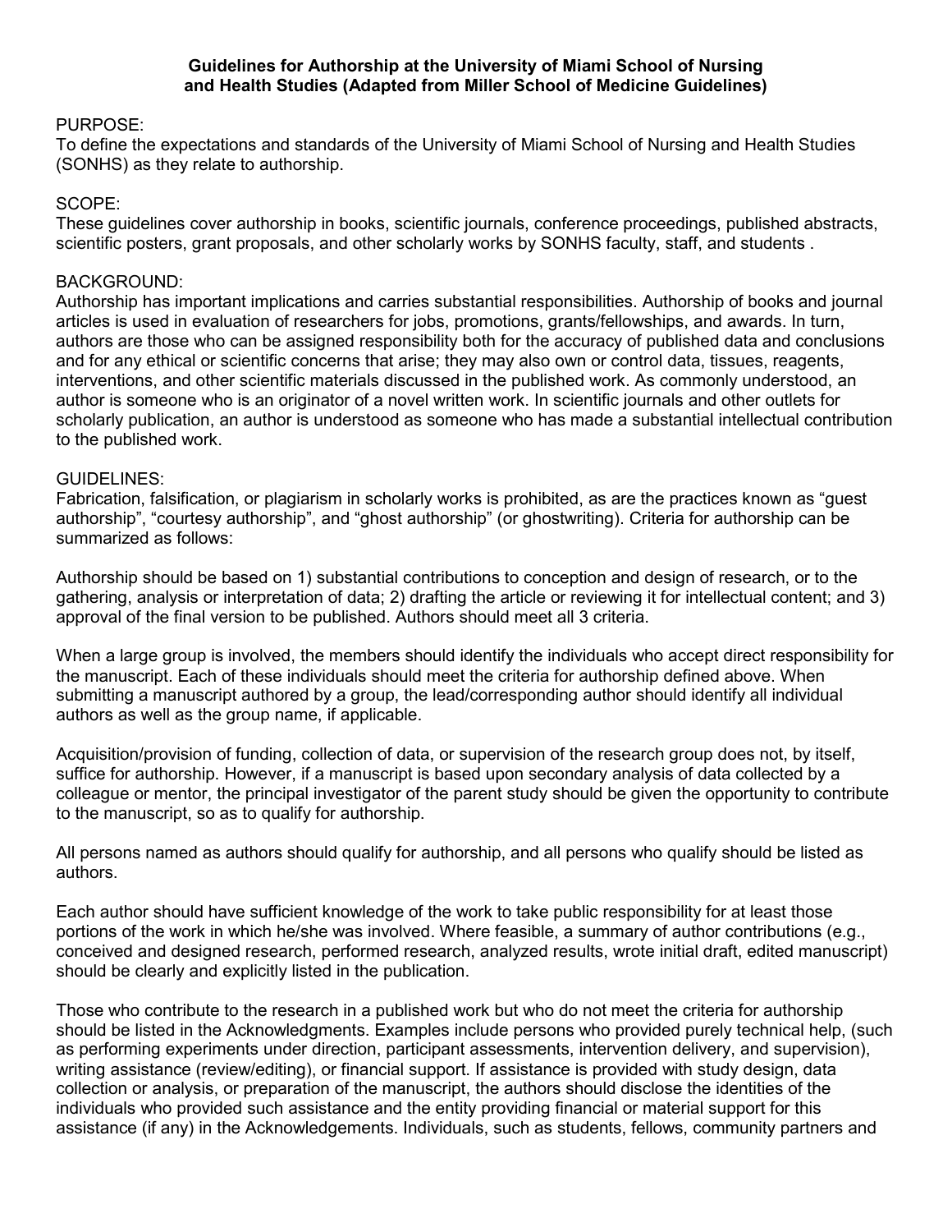**Guidelines for Authorship at the University of Miami School of Nursing and Health Studies (Adapted from Miller School of Medicine Guidelines)**

PURPOSE:
To define the expectations and standards of the University of Miami School of Nursing and Health Studies (SONHS) as they relate to authorship.

SCOPE:
These guidelines cover authorship in books, scientific journals, conference proceedings, published abstracts, scientific posters, grant proposals, and other scholarly works by SONHS faculty, staff, and students .

BACKGROUND:
Authorship has important implications and carries substantial responsibilities. Authorship of books and journal articles is used in evaluation of researchers for jobs, promotions, grants/fellowships, and awards. In turn, authors are those who can be assigned responsibility both for the accuracy of published data and conclusions and for any ethical or scientific concerns that arise; they may also own or control data, tissues, reagents, interventions, and other scientific materials discussed in the published work. As commonly understood, an author is someone who is an originator of a novel written work. In scientific journals and other outlets for scholarly publication, an author is understood as someone who has made a substantial intellectual contribution to the published work.

GUIDELINES:
Fabrication, falsification, or plagiarism in scholarly works is prohibited, as are the practices known as "guest authorship", "courtesy authorship", and "ghost authorship" (or ghostwriting). Criteria for authorship can be summarized as follows:

Authorship should be based on 1) substantial contributions to conception and design of research, or to the gathering, analysis or interpretation of data; 2) drafting the article or reviewing it for intellectual content; and 3) approval of the final version to be published. Authors should meet all 3 criteria.

When a large group is involved, the members should identify the individuals who accept direct responsibility for the manuscript. Each of these individuals should meet the criteria for authorship defined above. When submitting a manuscript authored by a group, the lead/corresponding author should identify all individual authors as well as the group name, if applicable.

Acquisition/provision of funding, collection of data, or supervision of the research group does not, by itself, suffice for authorship. However, if a manuscript is based upon secondary analysis of data collected by a colleague or mentor, the principal investigator of the parent study should be given the opportunity to contribute to the manuscript, so as to qualify for authorship.

All persons named as authors should qualify for authorship, and all persons who qualify should be listed as authors.

Each author should have sufficient knowledge of the work to take public responsibility for at least those portions of the work in which he/she was involved. Where feasible, a summary of author contributions (e.g., conceived and designed research, performed research, analyzed results, wrote initial draft, edited manuscript) should be clearly and explicitly listed in the publication.

Those who contribute to the research in a published work but who do not meet the criteria for authorship should be listed in the Acknowledgments. Examples include persons who provided purely technical help, (such as performing experiments under direction, participant assessments, intervention delivery, and supervision), writing assistance (review/editing), or financial support. If assistance is provided with study design, data collection or analysis, or preparation of the manuscript, the authors should disclose the identities of the individuals who provided such assistance and the entity providing financial or material support for this assistance (if any) in the Acknowledgements. Individuals, such as students, fellows, community partners and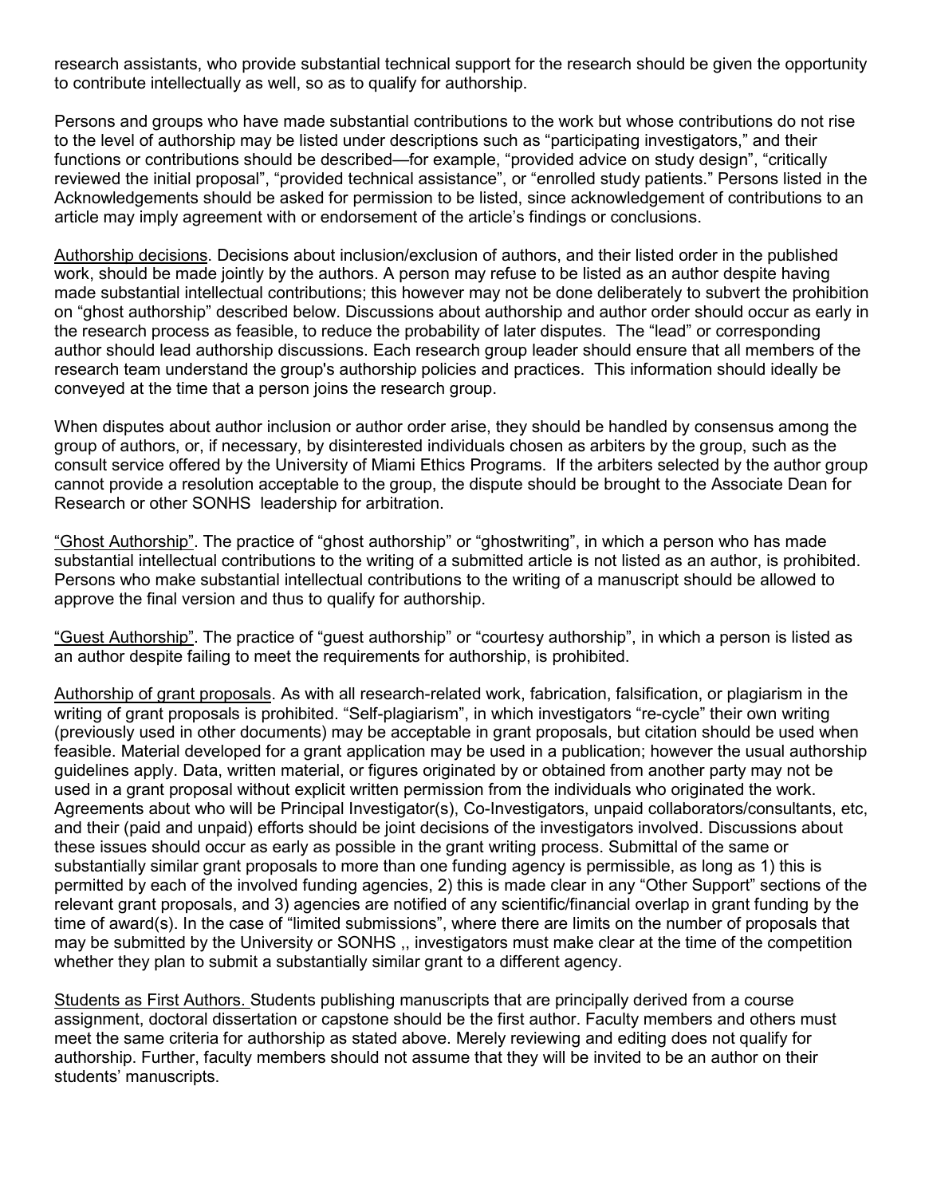research assistants, who provide substantial technical support for the research should be given the opportunity to contribute intellectually as well, so as to qualify for authorship.

Persons and groups who have made substantial contributions to the work but whose contributions do not rise to the level of authorship may be listed under descriptions such as "participating investigators," and their functions or contributions should be described—for example, "provided advice on study design", "critically reviewed the initial proposal", "provided technical assistance", or "enrolled study patients." Persons listed in the Acknowledgements should be asked for permission to be listed, since acknowledgement of contributions to an article may imply agreement with or endorsement of the article's findings or conclusions.

Authorship decisions. Decisions about inclusion/exclusion of authors, and their listed order in the published work, should be made jointly by the authors. A person may refuse to be listed as an author despite having made substantial intellectual contributions; this however may not be done deliberately to subvert the prohibition on "ghost authorship" described below. Discussions about authorship and author order should occur as early in the research process as feasible, to reduce the probability of later disputes. The "lead" or corresponding author should lead authorship discussions. Each research group leader should ensure that all members of the research team understand the group's authorship policies and practices. This information should ideally be conveyed at the time that a person joins the research group.

When disputes about author inclusion or author order arise, they should be handled by consensus among the group of authors, or, if necessary, by disinterested individuals chosen as arbiters by the group, such as the consult service offered by the University of Miami Ethics Programs. If the arbiters selected by the author group cannot provide a resolution acceptable to the group, the dispute should be brought to the Associate Dean for Research or other SONHS leadership for arbitration.

"Ghost Authorship". The practice of "ghost authorship" or "ghostwriting", in which a person who has made substantial intellectual contributions to the writing of a submitted article is not listed as an author, is prohibited. Persons who make substantial intellectual contributions to the writing of a manuscript should be allowed to approve the final version and thus to qualify for authorship.

"Guest Authorship". The practice of "guest authorship" or "courtesy authorship", in which a person is listed as an author despite failing to meet the requirements for authorship, is prohibited.

Authorship of grant proposals. As with all research-related work, fabrication, falsification, or plagiarism in the writing of grant proposals is prohibited. "Self-plagiarism", in which investigators "re-cycle" their own writing (previously used in other documents) may be acceptable in grant proposals, but citation should be used when feasible. Material developed for a grant application may be used in a publication; however the usual authorship guidelines apply. Data, written material, or figures originated by or obtained from another party may not be used in a grant proposal without explicit written permission from the individuals who originated the work. Agreements about who will be Principal Investigator(s), Co-Investigators, unpaid collaborators/consultants, etc, and their (paid and unpaid) efforts should be joint decisions of the investigators involved. Discussions about these issues should occur as early as possible in the grant writing process. Submittal of the same or substantially similar grant proposals to more than one funding agency is permissible, as long as 1) this is permitted by each of the involved funding agencies, 2) this is made clear in any "Other Support" sections of the relevant grant proposals, and 3) agencies are notified of any scientific/financial overlap in grant funding by the time of award(s). In the case of "limited submissions", where there are limits on the number of proposals that may be submitted by the University or SONHS ,, investigators must make clear at the time of the competition whether they plan to submit a substantially similar grant to a different agency.

Students as First Authors. Students publishing manuscripts that are principally derived from a course assignment, doctoral dissertation or capstone should be the first author. Faculty members and others must meet the same criteria for authorship as stated above. Merely reviewing and editing does not qualify for authorship. Further, faculty members should not assume that they will be invited to be an author on their students' manuscripts.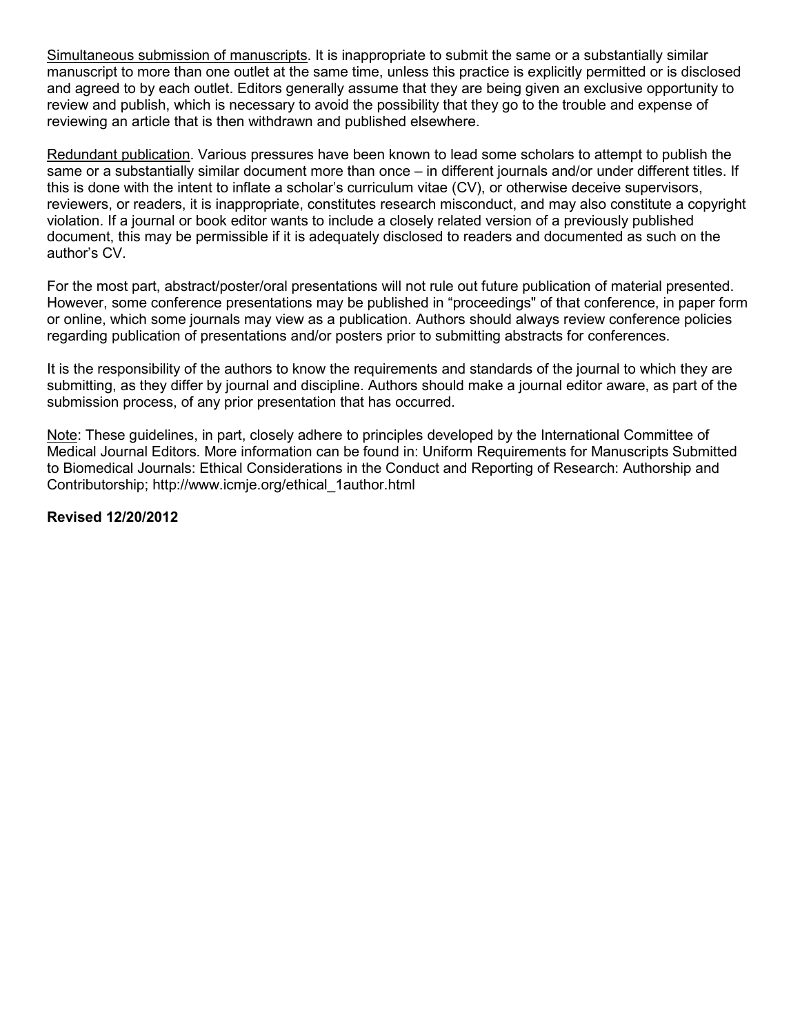Simultaneous submission of manuscripts. It is inappropriate to submit the same or a substantially similar manuscript to more than one outlet at the same time, unless this practice is explicitly permitted or is disclosed and agreed to by each outlet. Editors generally assume that they are being given an exclusive opportunity to review and publish, which is necessary to avoid the possibility that they go to the trouble and expense of reviewing an article that is then withdrawn and published elsewhere.

Redundant publication. Various pressures have been known to lead some scholars to attempt to publish the same or a substantially similar document more than once – in different journals and/or under different titles. If this is done with the intent to inflate a scholar's curriculum vitae (CV), or otherwise deceive supervisors, reviewers, or readers, it is inappropriate, constitutes research misconduct, and may also constitute a copyright violation. If a journal or book editor wants to include a closely related version of a previously published document, this may be permissible if it is adequately disclosed to readers and documented as such on the author's CV.

For the most part, abstract/poster/oral presentations will not rule out future publication of material presented. However, some conference presentations may be published in "proceedings" of that conference, in paper form or online, which some journals may view as a publication. Authors should always review conference policies regarding publication of presentations and/or posters prior to submitting abstracts for conferences.

It is the responsibility of the authors to know the requirements and standards of the journal to which they are submitting, as they differ by journal and discipline. Authors should make a journal editor aware, as part of the submission process, of any prior presentation that has occurred.

Note: These guidelines, in part, closely adhere to principles developed by the International Committee of Medical Journal Editors. More information can be found in: Uniform Requirements for Manuscripts Submitted to Biomedical Journals: Ethical Considerations in the Conduct and Reporting of Research: Authorship and Contributorship; http://www.icmje.org/ethical_1author.html

**Revised 12/20/2012**